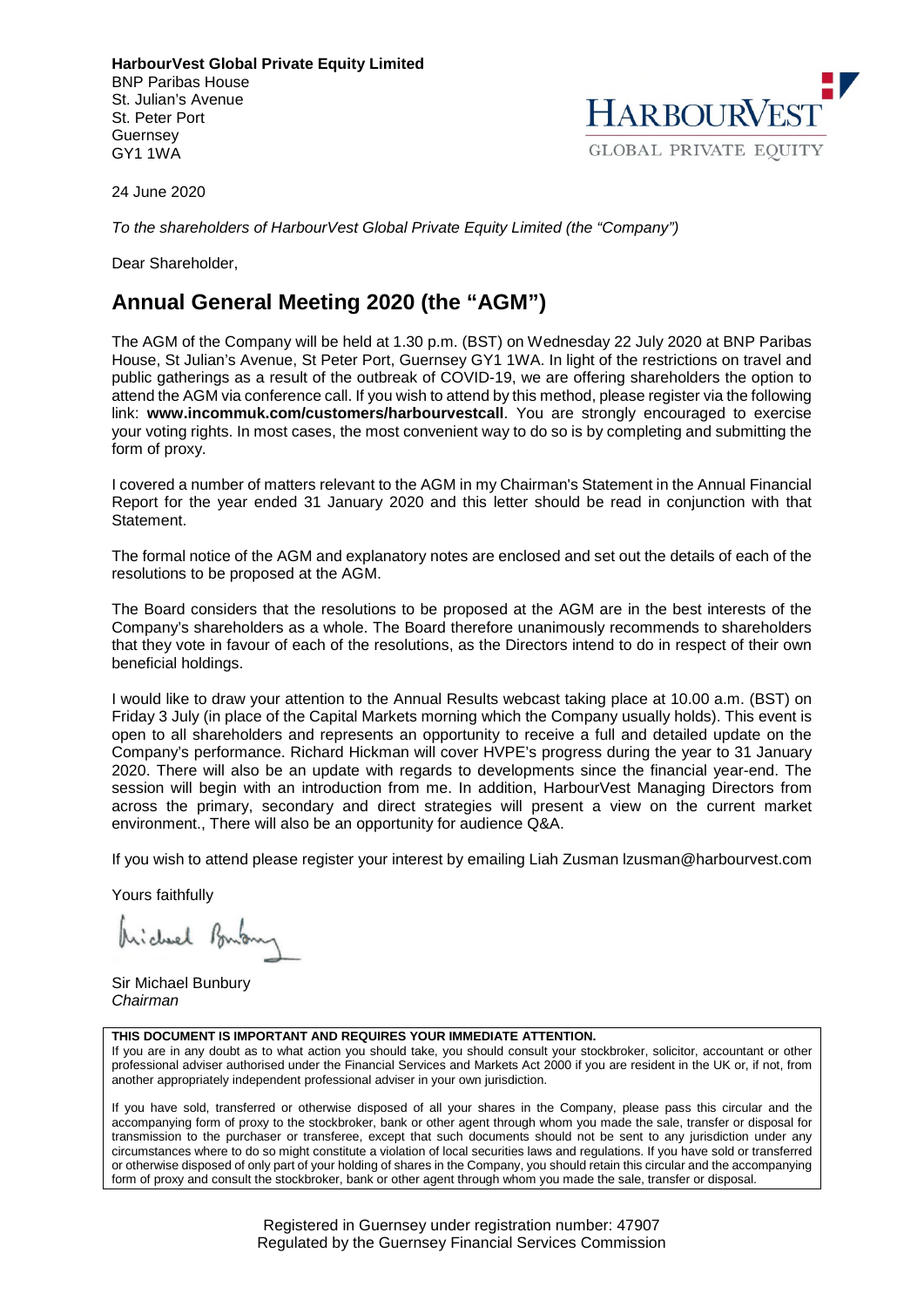**HarbourVest Global Private Equity Limited**
BNP Paribas House
St. Julian's Avenue
St. Peter Port
Guernsey
GY1 1WA

HARBOURVEST
GLOBAL PRIVATE EQUITY

24 June 2020

*To the shareholders of HarbourVest Global Private Equity Limited (the "Company")*

Dear Shareholder,

## Annual General Meeting 2020 (the "AGM")

The AGM of the Company will be held at 1.30 p.m. (BST) on Wednesday 22 July 2020 at BNP Paribas House, St Julian's Avenue, St Peter Port, Guernsey GY1 1WA. In light of the restrictions on travel and public gatherings as a result of the outbreak of COVID-19, we are offering shareholders the option to attend the AGM via conference call. If you wish to attend by this method, please register via the following link: **www.incommuk.com/customers/harbourvestcall**. You are strongly encouraged to exercise your voting rights. In most cases, the most convenient way to do so is by completing and submitting the form of proxy.

I covered a number of matters relevant to the AGM in my Chairman's Statement in the Annual Financial Report for the year ended 31 January 2020 and this letter should be read in conjunction with that Statement.

The formal notice of the AGM and explanatory notes are enclosed and set out the details of each of the resolutions to be proposed at the AGM.

The Board considers that the resolutions to be proposed at the AGM are in the best interests of the Company's shareholders as a whole. The Board therefore unanimously recommends to shareholders that they vote in favour of each of the resolutions, as the Directors intend to do in respect of their own beneficial holdings.

I would like to draw your attention to the Annual Results webcast taking place at 10.00 a.m. (BST) on Friday 3 July (in place of the Capital Markets morning which the Company usually holds). This event is open to all shareholders and represents an opportunity to receive a full and detailed update on the Company's performance. Richard Hickman will cover HVPE's progress during the year to 31 January 2020. There will also be an update with regards to developments since the financial year-end. The session will begin with an introduction from me. In addition, HarbourVest Managing Directors from across the primary, secondary and direct strategies will present a view on the current market environment., There will also be an opportunity for audience Q&A.

If you wish to attend please register your interest by emailing Liah Zusman lzusman@harbourvest.com

Yours faithfully

Sir Michael Bunbury
*Chairman*

**THIS DOCUMENT IS IMPORTANT AND REQUIRES YOUR IMMEDIATE ATTENTION.**
If you are in any doubt as to what action you should take, you should consult your stockbroker, solicitor, accountant or other professional adviser authorised under the Financial Services and Markets Act 2000 if you are resident in the UK or, if not, from another appropriately independent professional adviser in your own jurisdiction.

If you have sold, transferred or otherwise disposed of all your shares in the Company, please pass this circular and the accompanying form of proxy to the stockbroker, bank or other agent through whom you made the sale, transfer or disposal for transmission to the purchaser or transferee, except that such documents should not be sent to any jurisdiction under any circumstances where to do so might constitute a violation of local securities laws and regulations. If you have sold or transferred or otherwise disposed of only part of your holding of shares in the Company, you should retain this circular and the accompanying form of proxy and consult the stockbroker, bank or other agent through whom you made the sale, transfer or disposal.

Registered in Guernsey under registration number: 47907
Regulated by the Guernsey Financial Services Commission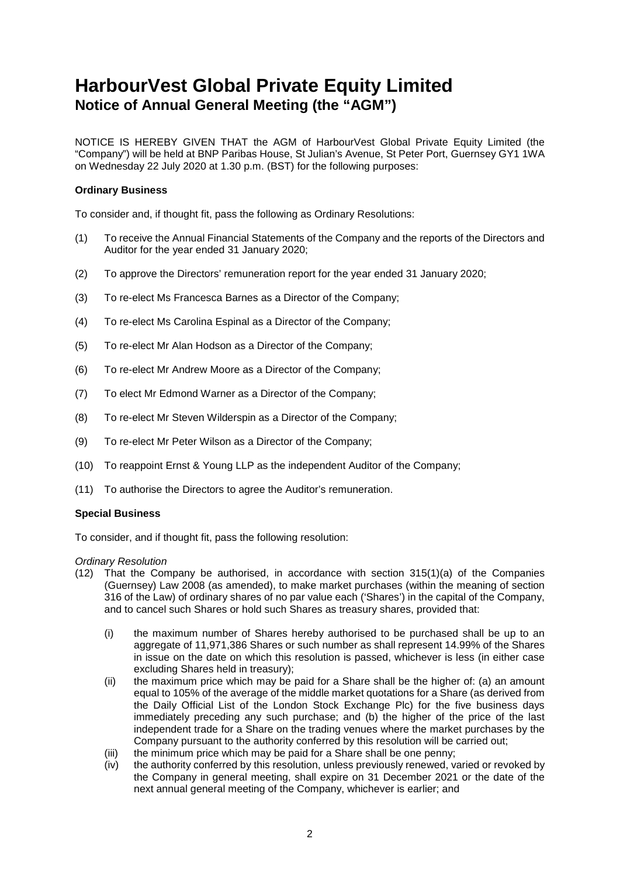# HarbourVest Global Private Equity Limited
## Notice of Annual General Meeting (the "AGM")

NOTICE IS HEREBY GIVEN THAT the AGM of HarbourVest Global Private Equity Limited (the "Company") will be held at BNP Paribas House, St Julian's Avenue, St Peter Port, Guernsey GY1 1WA on Wednesday 22 July 2020 at 1.30 p.m. (BST) for the following purposes:

**Ordinary Business**

To consider and, if thought fit, pass the following as Ordinary Resolutions:

(1) To receive the Annual Financial Statements of the Company and the reports of the Directors and Auditor for the year ended 31 January 2020;

(2) To approve the Directors' remuneration report for the year ended 31 January 2020;

(3) To re-elect Ms Francesca Barnes as a Director of the Company;

(4) To re-elect Ms Carolina Espinal as a Director of the Company;

(5) To re-elect Mr Alan Hodson as a Director of the Company;

(6) To re-elect Mr Andrew Moore as a Director of the Company;

(7) To elect Mr Edmond Warner as a Director of the Company;

(8) To re-elect Mr Steven Wilderspin as a Director of the Company;

(9) To re-elect Mr Peter Wilson as a Director of the Company;

(10) To reappoint Ernst & Young LLP as the independent Auditor of the Company;

(11) To authorise the Directors to agree the Auditor's remuneration.

**Special Business**

To consider, and if thought fit, pass the following resolution:

*Ordinary Resolution*

(12) That the Company be authorised, in accordance with section 315(1)(a) of the Companies (Guernsey) Law 2008 (as amended), to make market purchases (within the meaning of section 316 of the Law) of ordinary shares of no par value each ('Shares') in the capital of the Company, and to cancel such Shares or hold such Shares as treasury shares, provided that:

   (i) the maximum number of Shares hereby authorised to be purchased shall be up to an aggregate of 11,971,386 Shares or such number as shall represent 14.99% of the Shares in issue on the date on which this resolution is passed, whichever is less (in either case excluding Shares held in treasury);

   (ii) the maximum price which may be paid for a Share shall be the higher of: (a) an amount equal to 105% of the average of the middle market quotations for a Share (as derived from the Daily Official List of the London Stock Exchange Plc) for the five business days immediately preceding any such purchase; and (b) the higher of the price of the last independent trade for a Share on the trading venues where the market purchases by the Company pursuant to the authority conferred by this resolution will be carried out;

   (iii) the minimum price which may be paid for a Share shall be one penny;

   (iv) the authority conferred by this resolution, unless previously renewed, varied or revoked by the Company in general meeting, shall expire on 31 December 2021 or the date of the next annual general meeting of the Company, whichever is earlier; and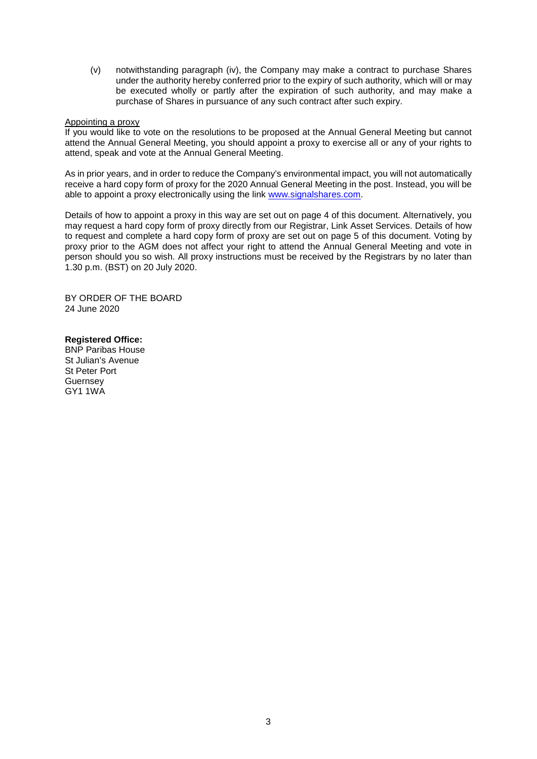(v) notwithstanding paragraph (iv), the Company may make a contract to purchase Shares under the authority hereby conferred prior to the expiry of such authority, which will or may be executed wholly or partly after the expiration of such authority, and may make a purchase of Shares in pursuance of any such contract after such expiry.

Appointing a proxy

If you would like to vote on the resolutions to be proposed at the Annual General Meeting but cannot attend the Annual General Meeting, you should appoint a proxy to exercise all or any of your rights to attend, speak and vote at the Annual General Meeting.

As in prior years, and in order to reduce the Company's environmental impact, you will not automatically receive a hard copy form of proxy for the 2020 Annual General Meeting in the post. Instead, you will be able to appoint a proxy electronically using the link www.signalshares.com.

Details of how to appoint a proxy in this way are set out on page 4 of this document. Alternatively, you may request a hard copy form of proxy directly from our Registrar, Link Asset Services. Details of how to request and complete a hard copy form of proxy are set out on page 5 of this document. Voting by proxy prior to the AGM does not affect your right to attend the Annual General Meeting and vote in person should you so wish. All proxy instructions must be received by the Registrars by no later than 1.30 p.m. (BST) on 20 July 2020.

BY ORDER OF THE BOARD
24 June 2020

**Registered Office:**
BNP Paribas House
St Julian's Avenue
St Peter Port
Guernsey
GY1 1WA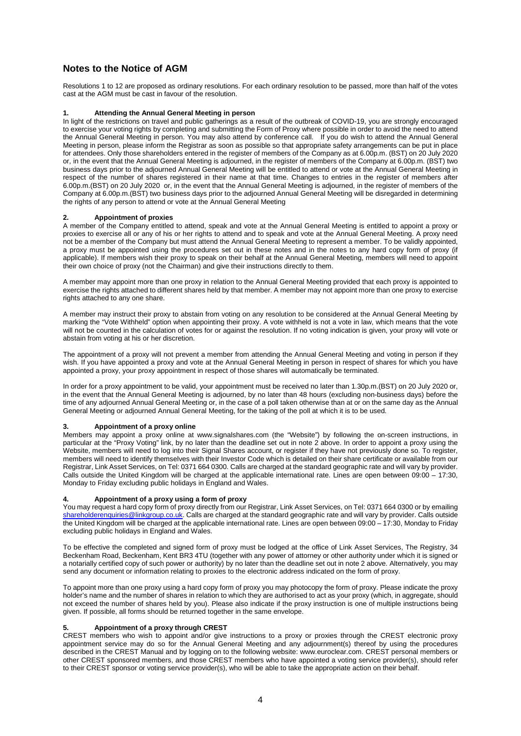## Notes to the Notice of AGM

Resolutions 1 to 12 are proposed as ordinary resolutions. For each ordinary resolution to be passed, more than half of the votes cast at the AGM must be cast in favour of the resolution.

### 1. Attending the Annual General Meeting in person

In light of the restrictions on travel and public gatherings as a result of the outbreak of COVID-19, you are strongly encouraged to exercise your voting rights by completing and submitting the Form of Proxy where possible in order to avoid the need to attend the Annual General Meeting in person. You may also attend by conference call. If you do wish to attend the Annual General Meeting in person, please inform the Registrar as soon as possible so that appropriate safety arrangements can be put in place for attendees. Only those shareholders entered in the register of members of the Company as at 6.00p.m. (BST) on 20 July 2020 or, in the event that the Annual General Meeting is adjourned, in the register of members of the Company at 6.00p.m. (BST) two business days prior to the adjourned Annual General Meeting will be entitled to attend or vote at the Annual General Meeting in respect of the number of shares registered in their name at that time. Changes to entries in the register of members after 6.00p.m.(BST) on 20 July 2020 or, in the event that the Annual General Meeting is adjourned, in the register of members of the Company at 6.00p.m.(BST) two business days prior to the adjourned Annual General Meeting will be disregarded in determining the rights of any person to attend or vote at the Annual General Meeting

### 2. Appointment of proxies

A member of the Company entitled to attend, speak and vote at the Annual General Meeting is entitled to appoint a proxy or proxies to exercise all or any of his or her rights to attend and to speak and vote at the Annual General Meeting. A proxy need not be a member of the Company but must attend the Annual General Meeting to represent a member. To be validly appointed, a proxy must be appointed using the procedures set out in these notes and in the notes to any hard copy form of proxy (if applicable). If members wish their proxy to speak on their behalf at the Annual General Meeting, members will need to appoint their own choice of proxy (not the Chairman) and give their instructions directly to them.

A member may appoint more than one proxy in relation to the Annual General Meeting provided that each proxy is appointed to exercise the rights attached to different shares held by that member. A member may not appoint more than one proxy to exercise rights attached to any one share.

A member may instruct their proxy to abstain from voting on any resolution to be considered at the Annual General Meeting by marking the "Vote Withheld" option when appointing their proxy. A vote withheld is not a vote in law, which means that the vote will not be counted in the calculation of votes for or against the resolution. If no voting indication is given, your proxy will vote or abstain from voting at his or her discretion.

The appointment of a proxy will not prevent a member from attending the Annual General Meeting and voting in person if they wish. If you have appointed a proxy and vote at the Annual General Meeting in person in respect of shares for which you have appointed a proxy, your proxy appointment in respect of those shares will automatically be terminated.

In order for a proxy appointment to be valid, your appointment must be received no later than 1.30p.m.(BST) on 20 July 2020 or, in the event that the Annual General Meeting is adjourned, by no later than 48 hours (excluding non-business days) before the time of any adjourned Annual General Meeting or, in the case of a poll taken otherwise than at or on the same day as the Annual General Meeting or adjourned Annual General Meeting, for the taking of the poll at which it is to be used.

### 3. Appointment of a proxy online

Members may appoint a proxy online at www.signalshares.com (the "Website") by following the on-screen instructions, in particular at the "Proxy Voting" link, by no later than the deadline set out in note 2 above. In order to appoint a proxy using the Website, members will need to log into their Signal Shares account, or register if they have not previously done so. To register, members will need to identify themselves with their Investor Code which is detailed on their share certificate or available from our Registrar, Link Asset Services, on Tel: 0371 664 0300. Calls are charged at the standard geographic rate and will vary by provider. Calls outside the United Kingdom will be charged at the applicable international rate. Lines are open between 09:00 – 17:30, Monday to Friday excluding public holidays in England and Wales.

### 4. Appointment of a proxy using a form of proxy

You may request a hard copy form of proxy directly from our Registrar, Link Asset Services, on Tel: 0371 664 0300 or by emailing shareholderenquiries@linkgroup.co.uk. Calls are charged at the standard geographic rate and will vary by provider. Calls outside the United Kingdom will be charged at the applicable international rate. Lines are open between 09:00 – 17:30, Monday to Friday excluding public holidays in England and Wales.

To be effective the completed and signed form of proxy must be lodged at the office of Link Asset Services, The Registry, 34 Beckenham Road, Beckenham, Kent BR3 4TU (together with any power of attorney or other authority under which it is signed or a notarially certified copy of such power or authority) by no later than the deadline set out in note 2 above. Alternatively, you may send any document or information relating to proxies to the electronic address indicated on the form of proxy.

To appoint more than one proxy using a hard copy form of proxy you may photocopy the form of proxy. Please indicate the proxy holder's name and the number of shares in relation to which they are authorised to act as your proxy (which, in aggregate, should not exceed the number of shares held by you). Please also indicate if the proxy instruction is one of multiple instructions being given. If possible, all forms should be returned together in the same envelope.

### 5. Appointment of a proxy through CREST

CREST members who wish to appoint and/or give instructions to a proxy or proxies through the CREST electronic proxy appointment service may do so for the Annual General Meeting and any adjournment(s) thereof by using the procedures described in the CREST Manual and by logging on to the following website: www.euroclear.com. CREST personal members or other CREST sponsored members, and those CREST members who have appointed a voting service provider(s), should refer to their CREST sponsor or voting service provider(s), who will be able to take the appropriate action on their behalf.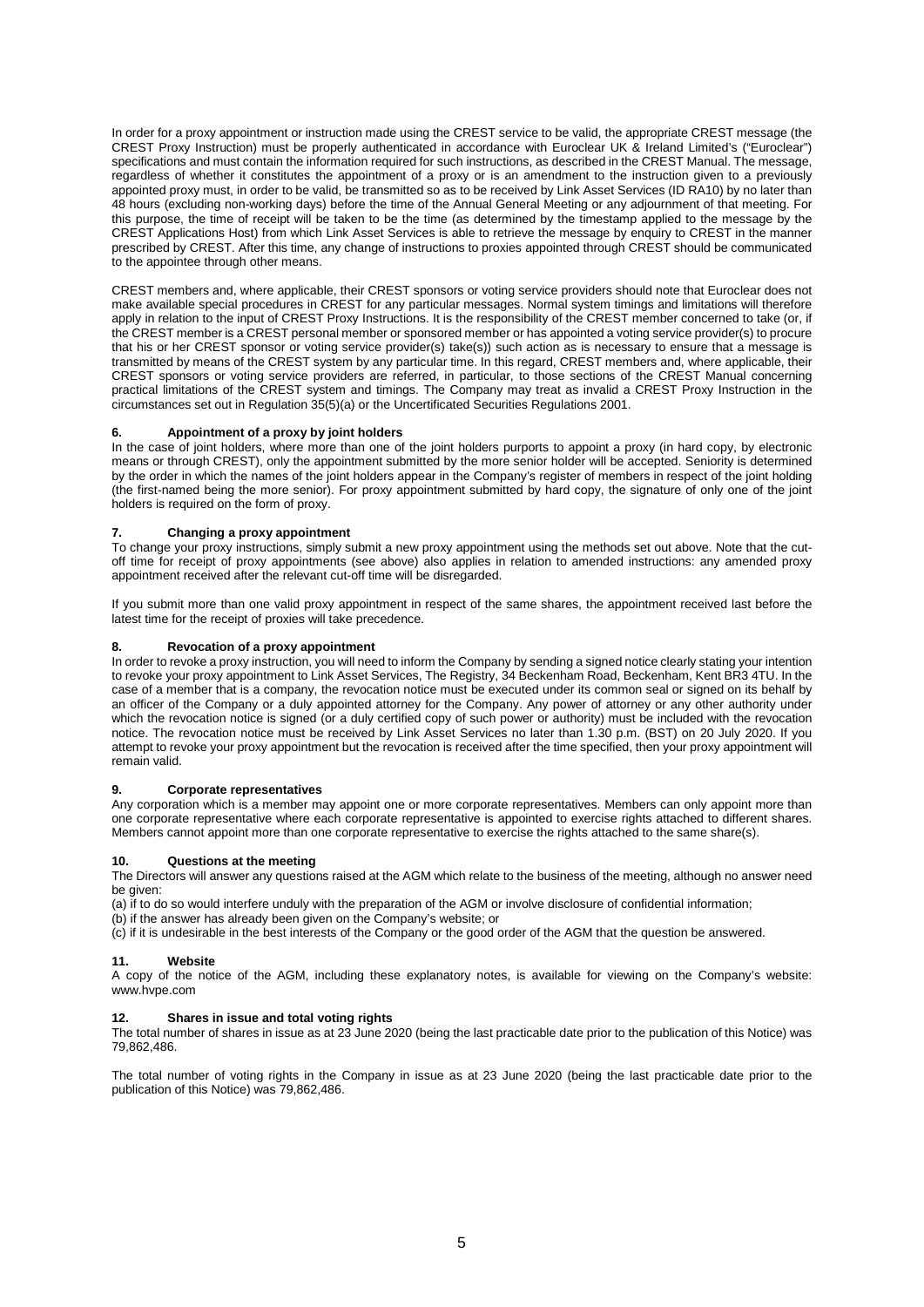In order for a proxy appointment or instruction made using the CREST service to be valid, the appropriate CREST message (the CREST Proxy Instruction) must be properly authenticated in accordance with Euroclear UK & Ireland Limited's ("Euroclear") specifications and must contain the information required for such instructions, as described in the CREST Manual. The message, regardless of whether it constitutes the appointment of a proxy or is an amendment to the instruction given to a previously appointed proxy must, in order to be valid, be transmitted so as to be received by Link Asset Services (ID RA10) by no later than 48 hours (excluding non-working days) before the time of the Annual General Meeting or any adjournment of that meeting. For this purpose, the time of receipt will be taken to be the time (as determined by the timestamp applied to the message by the CREST Applications Host) from which Link Asset Services is able to retrieve the message by enquiry to CREST in the manner prescribed by CREST. After this time, any change of instructions to proxies appointed through CREST should be communicated to the appointee through other means.

CREST members and, where applicable, their CREST sponsors or voting service providers should note that Euroclear does not make available special procedures in CREST for any particular messages. Normal system timings and limitations will therefore apply in relation to the input of CREST Proxy Instructions. It is the responsibility of the CREST member concerned to take (or, if the CREST member is a CREST personal member or sponsored member or has appointed a voting service provider(s) to procure that his or her CREST sponsor or voting service provider(s) take(s)) such action as is necessary to ensure that a message is transmitted by means of the CREST system by any particular time. In this regard, CREST members and, where applicable, their CREST sponsors or voting service providers are referred, in particular, to those sections of the CREST Manual concerning practical limitations of the CREST system and timings. The Company may treat as invalid a CREST Proxy Instruction in the circumstances set out in Regulation 35(5)(a) or the Uncertificated Securities Regulations 2001.

### 6. Appointment of a proxy by joint holders

In the case of joint holders, where more than one of the joint holders purports to appoint a proxy (in hard copy, by electronic means or through CREST), only the appointment submitted by the more senior holder will be accepted. Seniority is determined by the order in which the names of the joint holders appear in the Company's register of members in respect of the joint holding (the first-named being the more senior). For proxy appointment submitted by hard copy, the signature of only one of the joint holders is required on the form of proxy.

### 7. Changing a proxy appointment

To change your proxy instructions, simply submit a new proxy appointment using the methods set out above. Note that the cut-off time for receipt of proxy appointments (see above) also applies in relation to amended instructions: any amended proxy appointment received after the relevant cut-off time will be disregarded.

If you submit more than one valid proxy appointment in respect of the same shares, the appointment received last before the latest time for the receipt of proxies will take precedence.

### 8. Revocation of a proxy appointment

In order to revoke a proxy instruction, you will need to inform the Company by sending a signed notice clearly stating your intention to revoke your proxy appointment to Link Asset Services, The Registry, 34 Beckenham Road, Beckenham, Kent BR3 4TU. In the case of a member that is a company, the revocation notice must be executed under its common seal or signed on its behalf by an officer of the Company or a duly appointed attorney for the Company. Any power of attorney or any other authority under which the revocation notice is signed (or a duly certified copy of such power or authority) must be included with the revocation notice. The revocation notice must be received by Link Asset Services no later than 1.30 p.m. (BST) on 20 July 2020. If you attempt to revoke your proxy appointment but the revocation is received after the time specified, then your proxy appointment will remain valid.

### 9. Corporate representatives

Any corporation which is a member may appoint one or more corporate representatives. Members can only appoint more than one corporate representative where each corporate representative is appointed to exercise rights attached to different shares. Members cannot appoint more than one corporate representative to exercise the rights attached to the same share(s).

### 10. Questions at the meeting

The Directors will answer any questions raised at the AGM which relate to the business of the meeting, although no answer need be given:

(a) if to do so would interfere unduly with the preparation of the AGM or involve disclosure of confidential information;
(b) if the answer has already been given on the Company's website; or
(c) if it is undesirable in the best interests of the Company or the good order of the AGM that the question be answered.

### 11. Website

A copy of the notice of the AGM, including these explanatory notes, is available for viewing on the Company's website: www.hvpe.com

### 12. Shares in issue and total voting rights

The total number of shares in issue as at 23 June 2020 (being the last practicable date prior to the publication of this Notice) was 79,862,486.

The total number of voting rights in the Company in issue as at 23 June 2020 (being the last practicable date prior to the publication of this Notice) was 79,862,486.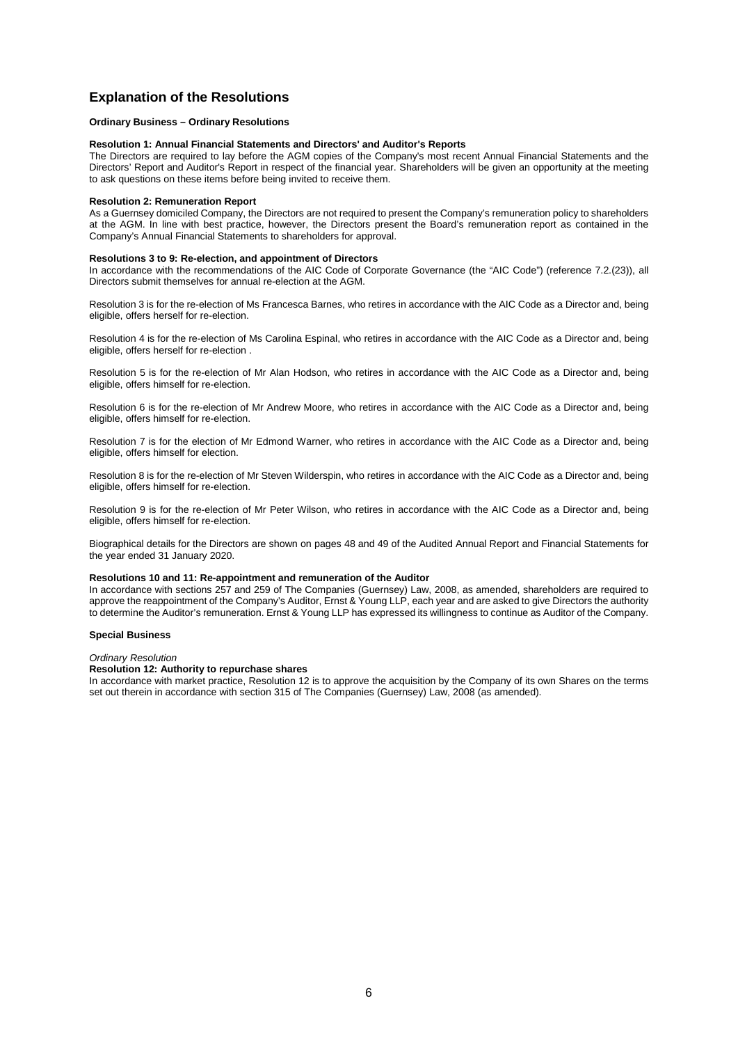## Explanation of the Resolutions

**Ordinary Business – Ordinary Resolutions**

**Resolution 1: Annual Financial Statements and Directors' and Auditor's Reports**
The Directors are required to lay before the AGM copies of the Company's most recent Annual Financial Statements and the Directors' Report and Auditor's Report in respect of the financial year. Shareholders will be given an opportunity at the meeting to ask questions on these items before being invited to receive them.

**Resolution 2: Remuneration Report**
As a Guernsey domiciled Company, the Directors are not required to present the Company's remuneration policy to shareholders at the AGM. In line with best practice, however, the Directors present the Board's remuneration report as contained in the Company's Annual Financial Statements to shareholders for approval.

**Resolutions 3 to 9: Re-election, and appointment of Directors**
In accordance with the recommendations of the AIC Code of Corporate Governance (the "AIC Code") (reference 7.2.(23)), all Directors submit themselves for annual re-election at the AGM.

Resolution 3 is for the re-election of Ms Francesca Barnes, who retires in accordance with the AIC Code as a Director and, being eligible, offers herself for re-election.

Resolution 4 is for the re-election of Ms Carolina Espinal, who retires in accordance with the AIC Code as a Director and, being eligible, offers herself for re-election .

Resolution 5 is for the re-election of Mr Alan Hodson, who retires in accordance with the AIC Code as a Director and, being eligible, offers himself for re-election.

Resolution 6 is for the re-election of Mr Andrew Moore, who retires in accordance with the AIC Code as a Director and, being eligible, offers himself for re-election.

Resolution 7 is for the election of Mr Edmond Warner, who retires in accordance with the AIC Code as a Director and, being eligible, offers himself for election.

Resolution 8 is for the re-election of Mr Steven Wilderspin, who retires in accordance with the AIC Code as a Director and, being eligible, offers himself for re-election.

Resolution 9 is for the re-election of Mr Peter Wilson, who retires in accordance with the AIC Code as a Director and, being eligible, offers himself for re-election.

Biographical details for the Directors are shown on pages 48 and 49 of the Audited Annual Report and Financial Statements for the year ended 31 January 2020.

**Resolutions 10 and 11: Re-appointment and remuneration of the Auditor**
In accordance with sections 257 and 259 of The Companies (Guernsey) Law, 2008, as amended, shareholders are required to approve the reappointment of the Company's Auditor, Ernst & Young LLP, each year and are asked to give Directors the authority to determine the Auditor's remuneration. Ernst & Young LLP has expressed its willingness to continue as Auditor of the Company.

**Special Business**

*Ordinary Resolution*
**Resolution 12: Authority to repurchase shares**
In accordance with market practice, Resolution 12 is to approve the acquisition by the Company of its own Shares on the terms set out therein in accordance with section 315 of The Companies (Guernsey) Law, 2008 (as amended).